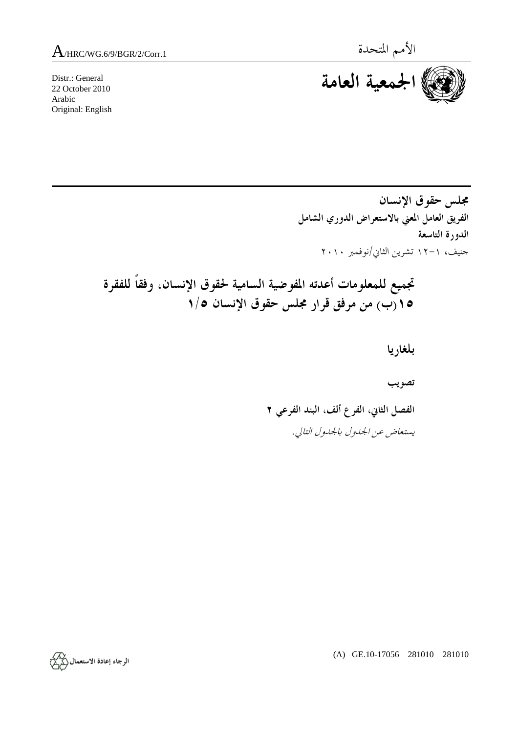A/HRC/WG.6/9/BGR/2/Corr.1

الأمم المتحدة

# الجمعية العامة

Distr.: General
22 October 2010
Arabic
Original: English

**مجلس حقوق الإنسان**
**الفريق العامل المعني بالاستعراض الدوري الشامل**
**الدورة التاسعة**
جنيف، ١-١٢ تشرين الثاني/نوفمبر ٢٠١٠

# تجميع للمعلومات أعدته المفوضية السامية لحقوق الإنسان، وفقاً للفقرة ١٥(ب) من مرفق قرار مجلس حقوق الإنسان ٥/١

## بلغاريا

### تصويب

**الفصل الثاني، الفرع ألف، البند الفرعي ٢**

*يستعاض عن الجدول بالجدول التالي.*

(A) GE.10-17056 281010 281010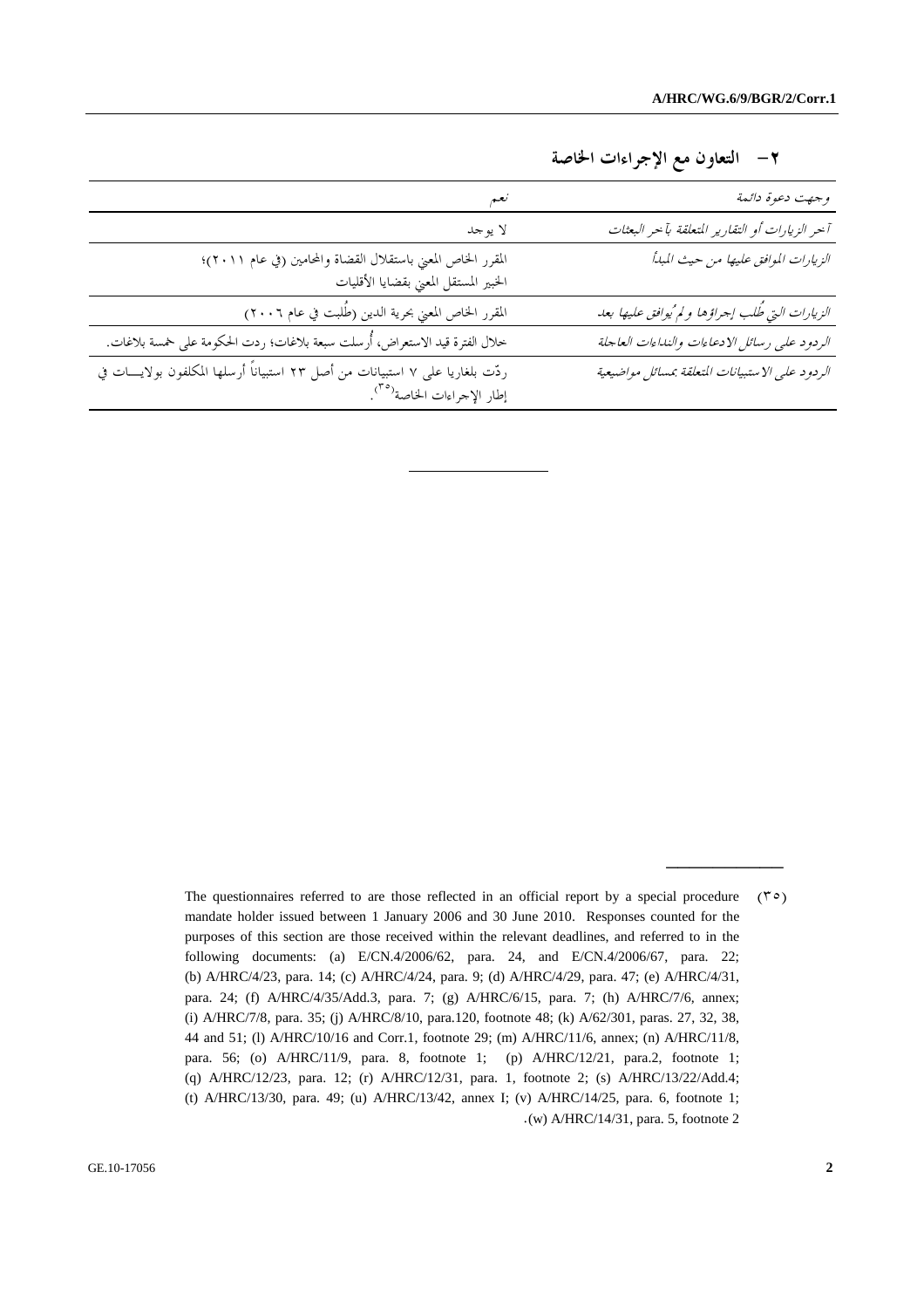## ٢- التعاون مع الإجراءات الخاصة

| | |
|---|---|
| *وجهت دعوة دائمة* | نعم |
| *آخر الزيارات أو التقارير المتعلقة بآخر البعثات* | لا يوجد |
| *الزيارات الموافق عليها من حيث المبدأ* | المقرر الخاص المعني باستقلال القضاة والمحامين (في عام ٢٠١١)؛ الخبير المستقل المعني بقضايا الأقليات |
| *الزيارات التي طُلب إجراؤها ولم يُوافق عليها بعد* | المقرر الخاص المعني بحرية الدين (طُلبت في عام ٢٠٠٦) |
| *الردود على رسائل الادعاءات والنداءات العاجلة* | خلال الفترة قيد الاستعراض، أُرسلت سبعة بلاغات؛ ردت الحكومة على خمسة بلاغات. |
| *الردود على الاستبيانات المتعلقة بمسائل مواضيعية* | ردّت بلغاريا على ٧ استبيانات من أصل ٢٣ استبياناً أرسلها المكلفون بولايات في إطار الإجراءات الخاصة(٣٥). |

---

(٣٥) The questionnaires referred to are those reflected in an official report by a special procedure mandate holder issued between 1 January 2006 and 30 June 2010. Responses counted for the purposes of this section are those received within the relevant deadlines, and referred to in the following documents: (a) E/CN.4/2006/62, para. 24, and E/CN.4/2006/67, para. 22; (b) A/HRC/4/23, para. 14; (c) A/HRC/4/24, para. 9; (d) A/HRC/4/29, para. 47; (e) A/HRC/4/31, para. 24; (f) A/HRC/4/35/Add.3, para. 7; (g) A/HRC/6/15, para. 7; (h) A/HRC/7/6, annex; (i) A/HRC/7/8, para. 35; (j) A/HRC/8/10, para.120, footnote 48; (k) A/62/301, paras. 27, 32, 38, 44 and 51; (l) A/HRC/10/16 and Corr.1, footnote 29; (m) A/HRC/11/6, annex; (n) A/HRC/11/8, para. 56; (o) A/HRC/11/9, para. 8, footnote 1; (p) A/HRC/12/21, para.2, footnote 1; (q) A/HRC/12/23, para. 12; (r) A/HRC/12/31, para. 1, footnote 2; (s) A/HRC/13/22/Add.4; (t) A/HRC/13/30, para. 49; (u) A/HRC/13/42, annex I; (v) A/HRC/14/25, para. 6, footnote 1; (w) A/HRC/14/31, para. 5, footnote 2.